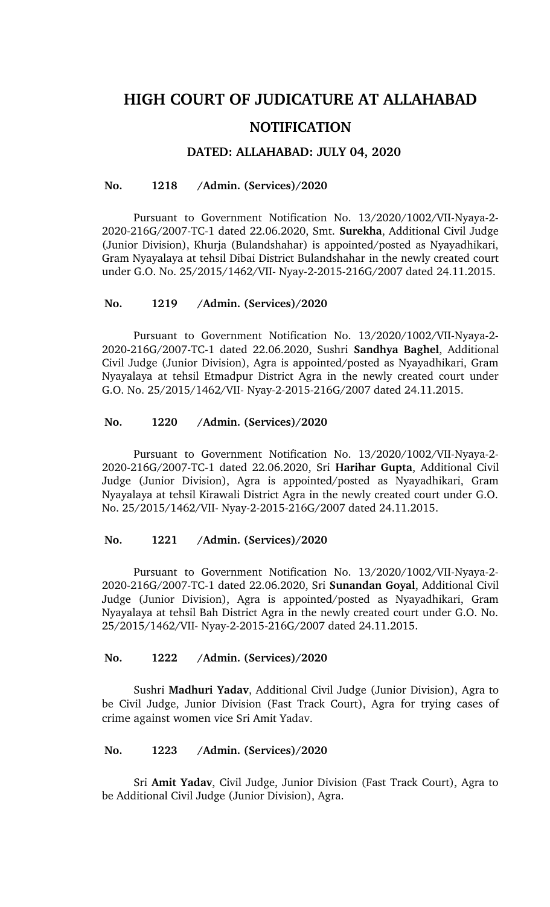# HIGH COURT OF JUDICATURE AT ALLAHABAD

## NOTIFICATION

### DATED: ALLAHABAD: JULY 04, 2020

**No. 1218 /Admin. (Services)/2020**

Pursuant to Government Notification No. 13/2020/1002/VII-Nyaya-2-2020-216G/2007-TC-1 dated 22.06.2020, Smt. **Surekha**, Additional Civil Judge (Junior Division), Khurja (Bulandshahar) is appointed/posted as Nyayadhikari, Gram Nyayalaya at tehsil Dibai District Bulandshahar in the newly created court under G.O. No. 25/2015/1462/VII- Nyay-2-2015-216G/2007 dated 24.11.2015.

**No. 1219 /Admin. (Services)/2020**

Pursuant to Government Notification No. 13/2020/1002/VII-Nyaya-2-2020-216G/2007-TC-1 dated 22.06.2020, Sushri **Sandhya Baghel**, Additional Civil Judge (Junior Division), Agra is appointed/posted as Nyayadhikari, Gram Nyayalaya at tehsil Etmadpur District Agra in the newly created court under G.O. No. 25/2015/1462/VII- Nyay-2-2015-216G/2007 dated 24.11.2015.

**No. 1220 /Admin. (Services)/2020**

Pursuant to Government Notification No. 13/2020/1002/VII-Nyaya-2-2020-216G/2007-TC-1 dated 22.06.2020, Sri **Harihar Gupta**, Additional Civil Judge (Junior Division), Agra is appointed/posted as Nyayadhikari, Gram Nyayalaya at tehsil Kirawali District Agra in the newly created court under G.O. No. 25/2015/1462/VII- Nyay-2-2015-216G/2007 dated 24.11.2015.

**No. 1221 /Admin. (Services)/2020**

Pursuant to Government Notification No. 13/2020/1002/VII-Nyaya-2-2020-216G/2007-TC-1 dated 22.06.2020, Sri **Sunandan Goyal**, Additional Civil Judge (Junior Division), Agra is appointed/posted as Nyayadhikari, Gram Nyayalaya at tehsil Bah District Agra in the newly created court under G.O. No. 25/2015/1462/VII- Nyay-2-2015-216G/2007 dated 24.11.2015.

**No. 1222 /Admin. (Services)/2020**

Sushri **Madhuri Yadav**, Additional Civil Judge (Junior Division), Agra to be Civil Judge, Junior Division (Fast Track Court), Agra for trying cases of crime against women vice Sri Amit Yadav.

**No. 1223 /Admin. (Services)/2020**

Sri **Amit Yadav**, Civil Judge, Junior Division (Fast Track Court), Agra to be Additional Civil Judge (Junior Division), Agra.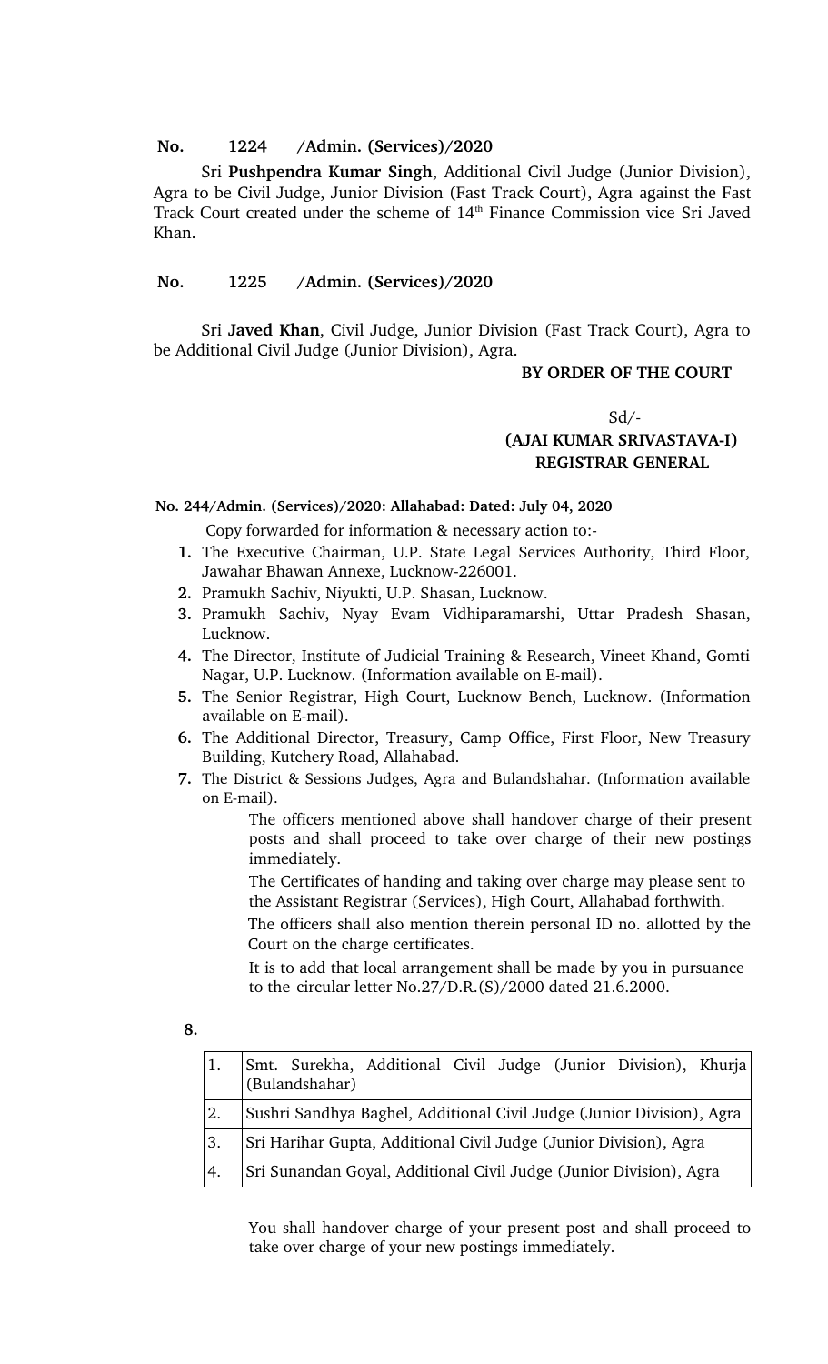**No. 1224 /Admin. (Services)/2020**

Sri **Pushpendra Kumar Singh**, Additional Civil Judge (Junior Division), Agra to be Civil Judge, Junior Division (Fast Track Court), Agra against the Fast Track Court created under the scheme of 14th Finance Commission vice Sri Javed Khan.

**No. 1225 /Admin. (Services)/2020**

Sri **Javed Khan**, Civil Judge, Junior Division (Fast Track Court), Agra to be Additional Civil Judge (Junior Division), Agra.

**BY ORDER OF THE COURT**

Sd/-

**(AJAI KUMAR SRIVASTAVA-I)**
**REGISTRAR GENERAL**

**No. 244/Admin. (Services)/2020: Allahabad: Dated: July 04, 2020**

Copy forwarded for information & necessary action to:-

1. The Executive Chairman, U.P. State Legal Services Authority, Third Floor, Jawahar Bhawan Annexe, Lucknow-226001.
2. Pramukh Sachiv, Niyukti, U.P. Shasan, Lucknow.
3. Pramukh Sachiv, Nyay Evam Vidhiparamarshi, Uttar Pradesh Shasan, Lucknow.
4. The Director, Institute of Judicial Training & Research, Vineet Khand, Gomti Nagar, U.P. Lucknow. (Information available on E-mail).
5. The Senior Registrar, High Court, Lucknow Bench, Lucknow. (Information available on E-mail).
6. The Additional Director, Treasury, Camp Office, First Floor, New Treasury Building, Kutchery Road, Allahabad.
7. The District & Sessions Judges, Agra and Bulandshahar. (Information available on E-mail).

   The officers mentioned above shall handover charge of their present posts and shall proceed to take over charge of their new postings immediately.

   The Certificates of handing and taking over charge may please sent to the Assistant Registrar (Services), High Court, Allahabad forthwith.

   The officers shall also mention therein personal ID no. allotted by the Court on the charge certificates.

   It is to add that local arrangement shall be made by you in pursuance to the circular letter No.27/D.R.(S)/2000 dated 21.6.2000.

8.

| | |
|---|---|
| 1. | Smt. Surekha, Additional Civil Judge (Junior Division), Khurja (Bulandshahar) |
| 2. | Sushri Sandhya Baghel, Additional Civil Judge (Junior Division), Agra |
| 3. | Sri Harihar Gupta, Additional Civil Judge (Junior Division), Agra |
| 4. | Sri Sunandan Goyal, Additional Civil Judge (Junior Division), Agra |

You shall handover charge of your present post and shall proceed to take over charge of your new postings immediately.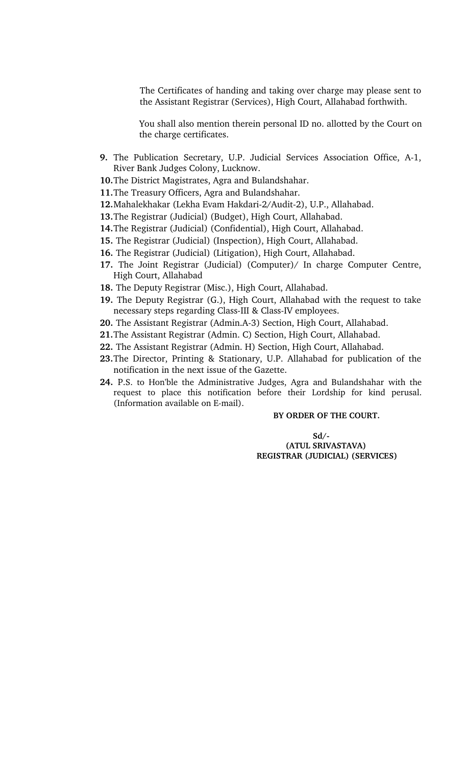The Certificates of handing and taking over charge may please sent to the Assistant Registrar (Services), High Court, Allahabad forthwith.

You shall also mention therein personal ID no. allotted by the Court on the charge certificates.

**9.** The Publication Secretary, U.P. Judicial Services Association Office, A-1, River Bank Judges Colony, Lucknow.

**10.** The District Magistrates, Agra and Bulandshahar.

**11.** The Treasury Officers, Agra and Bulandshahar.

**12.** Mahalekhakar (Lekha Evam Hakdari-2/Audit-2), U.P., Allahabad.

**13.** The Registrar (Judicial) (Budget), High Court, Allahabad.

**14.** The Registrar (Judicial) (Confidential), High Court, Allahabad.

**15.** The Registrar (Judicial) (Inspection), High Court, Allahabad.

**16.** The Registrar (Judicial) (Litigation), High Court, Allahabad.

**17.** The Joint Registrar (Judicial) (Computer)/ In charge Computer Centre, High Court, Allahabad

**18.** The Deputy Registrar (Misc.), High Court, Allahabad.

**19.** The Deputy Registrar (G.), High Court, Allahabad with the request to take necessary steps regarding Class-III & Class-IV employees.

**20.** The Assistant Registrar (Admin.A-3) Section, High Court, Allahabad.

**21.** The Assistant Registrar (Admin. C) Section, High Court, Allahabad.

**22.** The Assistant Registrar (Admin. H) Section, High Court, Allahabad.

**23.** The Director, Printing & Stationary, U.P. Allahabad for publication of the notification in the next issue of the Gazette.

**24.** P.S. to Hon'ble the Administrative Judges, Agra and Bulandshahar with the request to place this notification before their Lordship for kind perusal. (Information available on E-mail).

**BY ORDER OF THE COURT.**

**Sd/-**
**(ATUL SRIVASTAVA)**
**REGISTRAR (JUDICIAL) (SERVICES)**